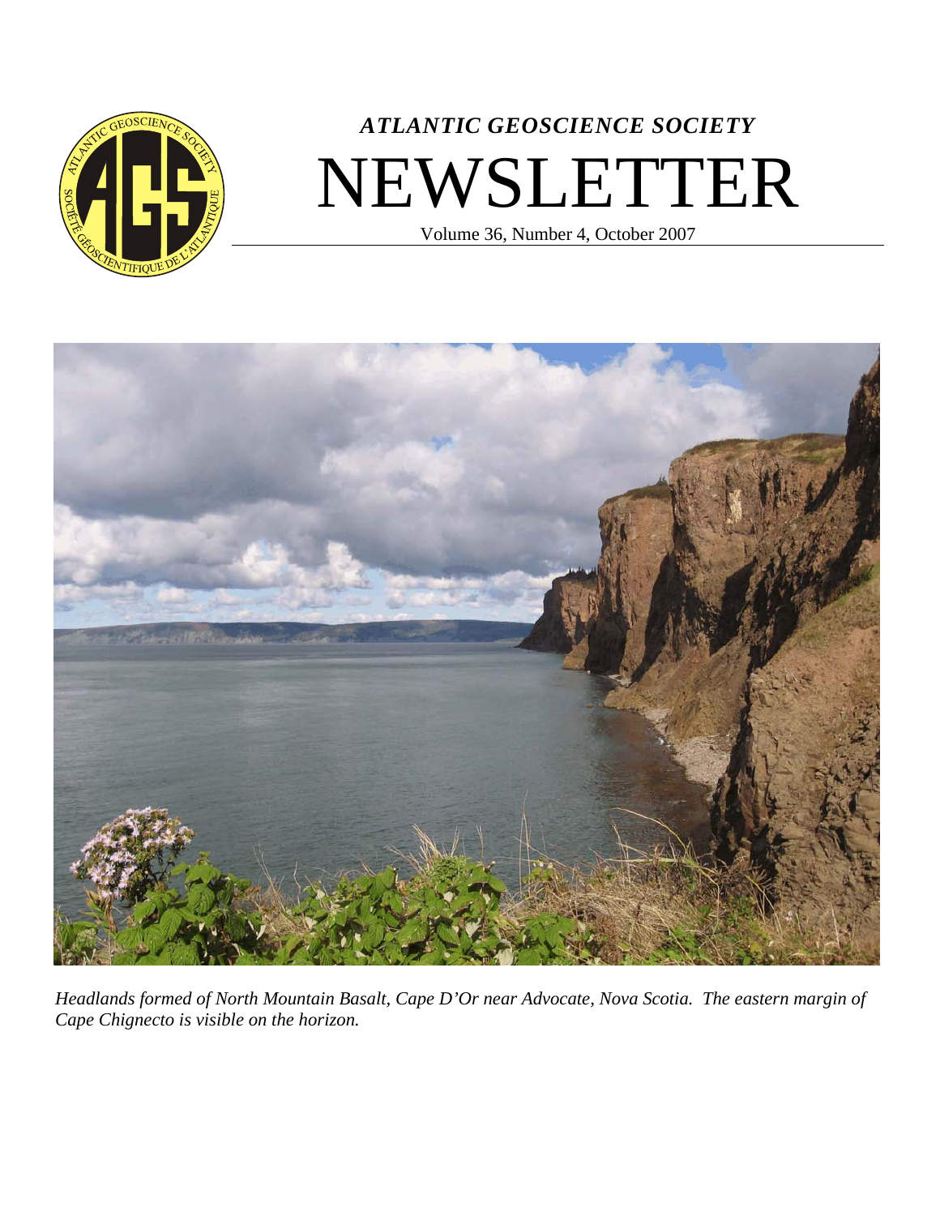# *ATLANTIC GEOSCIENCE SOCIETY*

# NEWSLETTER

Volume 36, Number 4, October 2007

*Headlands formed of North Mountain Basalt, Cape D'Or near Advocate, Nova Scotia. The eastern margin of Cape Chignecto is visible on the horizon.*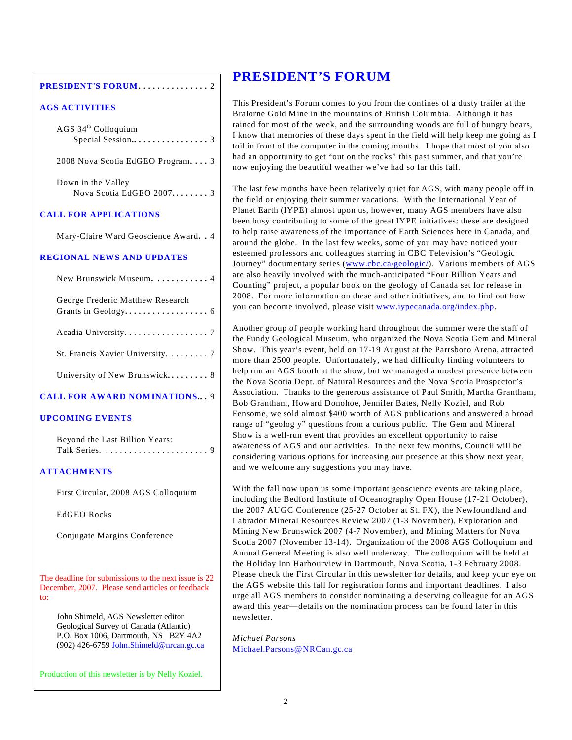**PRESIDENT'S FORUM** . . . . . . . . . . . . . . . 2

**AGS ACTIVITIES**

AGS 34th Colloquium Special Session. . . . . . . . . . . . . . . . 3

2008 Nova Scotia EdGEO Program. . . . 3

Down in the Valley Nova Scotia EdGEO 2007. . . . . . . . 3

**CALL FOR APPLICATIONS**

Mary-Claire Ward Geoscience Award. . 4

**REGIONAL NEWS AND UPDATES**

New Brunswick Museum. . . . . . . . . . . . 4

George Frederic Matthew Research Grants in Geology. . . . . . . . . . . . . . . . . . 6

Acadia University. . . . . . . . . . . . . . . . . . 7

St. Francis Xavier University. . . . . . . . . 7

University of New Brunswick. . . . . . . . . 8

**CALL FOR AWARD NOMINATIONS**. . . 9

**UPCOMING EVENTS**

Beyond the Last Billion Years: Talk Series. . . . . . . . . . . . . . . . . . . . . . . 9

**ATTACHMENTS**

First Circular, 2008 AGS Colloquium

EdGEO Rocks

Conjugate Margins Conference

The deadline for submissions to the next issue is 22 December, 2007. Please send articles or feedback to:

John Shimeld, AGS Newsletter editor
Geological Survey of Canada (Atlantic)
P.O. Box 1006, Dartmouth, NS B2Y 4A2
(902) 426-6759 John.Shimeld@nrcan.gc.ca

Production of this newsletter is by Nelly Koziel.

# PRESIDENT'S FORUM

This President's Forum comes to you from the confines of a dusty trailer at the Bralorne Gold Mine in the mountains of British Columbia. Although it has rained for most of the week, and the surrounding woods are full of hungry bears, I know that memories of these days spent in the field will help keep me going as I toil in front of the computer in the coming months. I hope that most of you also had an opportunity to get "out on the rocks" this past summer, and that you're now enjoying the beautiful weather we've had so far this fall.

The last few months have been relatively quiet for AGS, with many people off in the field or enjoying their summer vacations. With the International Year of Planet Earth (IYPE) almost upon us, however, many AGS members have also been busy contributing to some of the great IYPE initiatives: these are designed to help raise awareness of the importance of Earth Sciences here in Canada, and around the globe. In the last few weeks, some of you may have noticed your esteemed professors and colleagues starring in CBC Television's "Geologic Journey" documentary series (www.cbc.ca/geologic/). Various members of AGS are also heavily involved with the much-anticipated "Four Billion Years and Counting" project, a popular book on the geology of Canada set for release in 2008. For more information on these and other initiatives, and to find out how you can become involved, please visit www.iypecanada.org/index.php.

Another group of people working hard throughout the summer were the staff of the Fundy Geological Museum, who organized the Nova Scotia Gem and Mineral Show. This year's event, held on 17-19 August at the Parrsboro Arena, attracted more than 2500 people. Unfortunately, we had difficulty finding volunteers to help run an AGS booth at the show, but we managed a modest presence between the Nova Scotia Dept. of Natural Resources and the Nova Scotia Prospector's Association. Thanks to the generous assistance of Paul Smith, Martha Grantham, Bob Grantham, Howard Donohoe, Jennifer Bates, Nelly Koziel, and Rob Fensome, we sold almost $400 worth of AGS publications and answered a broad range of "geolog y" questions from a curious public. The Gem and Mineral Show is a well-run event that provides an excellent opportunity to raise awareness of AGS and our activities. In the next few months, Council will be considering various options for increasing our presence at this show next year, and we welcome any suggestions you may have.

With the fall now upon us some important geoscience events are taking place, including the Bedford Institute of Oceanography Open House (17-21 October), the 2007 AUGC Conference (25-27 October at St. FX), the Newfoundland and Labrador Mineral Resources Review 2007 (1-3 November), Exploration and Mining New Brunswick 2007 (4-7 November), and Mining Matters for Nova Scotia 2007 (November 13-14). Organization of the 2008 AGS Colloquium and Annual General Meeting is also well underway. The colloquium will be held at the Holiday Inn Harbourview in Dartmouth, Nova Scotia, 1-3 February 2008. Please check the First Circular in this newsletter for details, and keep your eye on the AGS website this fall for registration forms and important deadlines. I also urge all AGS members to consider nominating a deserving colleague for an AGS award this year—details on the nomination process can be found later in this newsletter.

*Michael Parsons*
Michael.Parsons@NRCan.gc.ca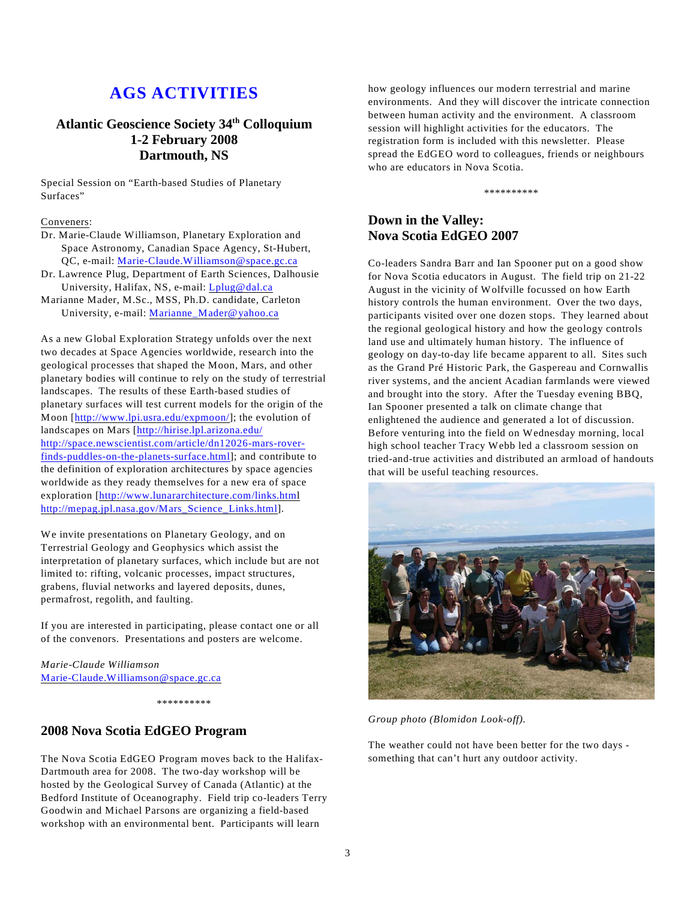# AGS ACTIVITIES

## Atlantic Geoscience Society 34th Colloquium
## 1-2 February 2008
## Dartmouth, NS

Special Session on "Earth-based Studies of Planetary Surfaces"

Conveners:

Dr. Marie-Claude Williamson, Planetary Exploration and Space Astronomy, Canadian Space Agency, St-Hubert, QC, e-mail: Marie-Claude.Williamson@space.gc.ca

Dr. Lawrence Plug, Department of Earth Sciences, Dalhousie University, Halifax, NS, e-mail: Lplug@dal.ca

Marianne Mader, M.Sc., MSS, Ph.D. candidate, Carleton University, e-mail: Marianne_Mader@yahoo.ca

As a new Global Exploration Strategy unfolds over the next two decades at Space Agencies worldwide, research into the geological processes that shaped the Moon, Mars, and other planetary bodies will continue to rely on the study of terrestrial landscapes. The results of these Earth-based studies of planetary surfaces will test current models for the origin of the Moon [http://www.lpi.usra.edu/expmoon/]; the evolution of landscapes on Mars [http://hirise.lpl.arizona.edu/ http://space.newscientist.com/article/dn12026-mars-rover-finds-puddles-on-the-planets-surface.html]; and contribute to the definition of exploration architectures by space agencies worldwide as they ready themselves for a new era of space exploration [http://www.lunararchitecture.com/links.html http://mepag.jpl.nasa.gov/Mars_Science_Links.html].

We invite presentations on Planetary Geology, and on Terrestrial Geology and Geophysics which assist the interpretation of planetary surfaces, which include but are not limited to: rifting, volcanic processes, impact structures, grabens, fluvial networks and layered deposits, dunes, permafrost, regolith, and faulting.

If you are interested in participating, please contact one or all of the convenors. Presentations and posters are welcome.

*Marie-Claude Williamson*
Marie-Claude.Williamson@space.gc.ca

**********

## 2008 Nova Scotia EdGEO Program

The Nova Scotia EdGEO Program moves back to the Halifax-Dartmouth area for 2008. The two-day workshop will be hosted by the Geological Survey of Canada (Atlantic) at the Bedford Institute of Oceanography. Field trip co-leaders Terry Goodwin and Michael Parsons are organizing a field-based workshop with an environmental bent. Participants will learn how geology influences our modern terrestrial and marine environments. And they will discover the intricate connection between human activity and the environment. A classroom session will highlight activities for the educators. The registration form is included with this newsletter. Please spread the EdGEO word to colleagues, friends or neighbours who are educators in Nova Scotia.

**********

## Down in the Valley: Nova Scotia EdGEO 2007

Co-leaders Sandra Barr and Ian Spooner put on a good show for Nova Scotia educators in August. The field trip on 21-22 August in the vicinity of Wolfville focussed on how Earth history controls the human environment. Over the two days, participants visited over one dozen stops. They learned about the regional geological history and how the geology controls land use and ultimately human history. The influence of geology on day-to-day life became apparent to all. Sites such as the Grand Pré Historic Park, the Gaspereau and Cornwallis river systems, and the ancient Acadian farmlands were viewed and brought into the story. After the Tuesday evening BBQ, Ian Spooner presented a talk on climate change that enlightened the audience and generated a lot of discussion. Before venturing into the field on Wednesday morning, local high school teacher Tracy Webb led a classroom session on tried-and-true activities and distributed an armload of handouts that will be useful teaching resources.

*Group photo (Blomidon Look-off).*

The weather could not have been better for the two days - something that can't hurt any outdoor activity.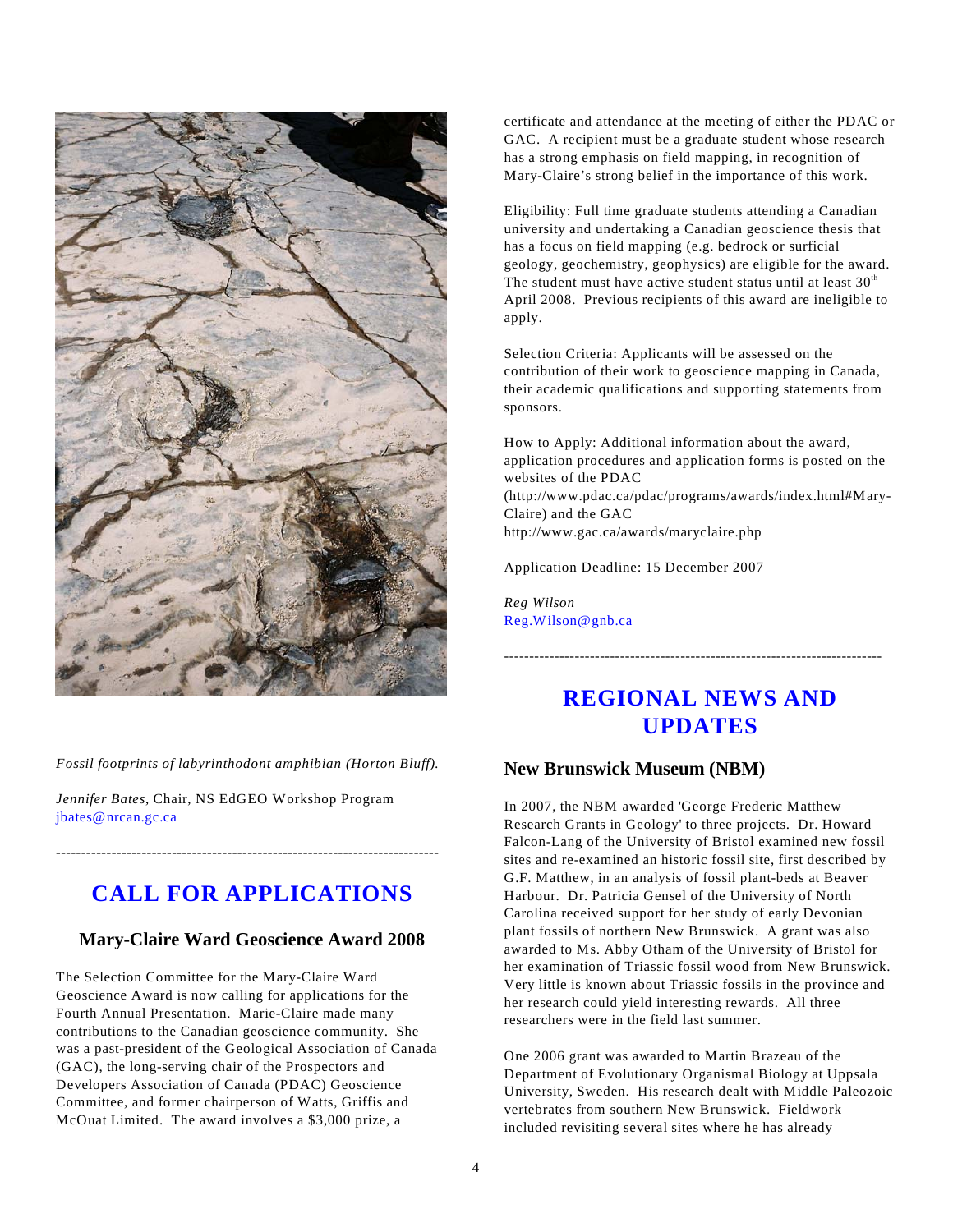*Fossil footprints of labyrinthodont amphibian (Horton Bluff).*

*Jennifer Bates*, Chair, NS EdGEO Workshop Program
jbates@nrcan.gc.ca

---

# CALL FOR APPLICATIONS

## Mary-Claire Ward Geoscience Award 2008

The Selection Committee for the Mary-Claire Ward Geoscience Award is now calling for applications for the Fourth Annual Presentation. Marie-Claire made many contributions to the Canadian geoscience community. She was a past-president of the Geological Association of Canada (GAC), the long-serving chair of the Prospectors and Developers Association of Canada (PDAC) Geoscience Committee, and former chairperson of Watts, Griffis and McOuat Limited. The award involves a $3,000 prize, a certificate and attendance at the meeting of either the PDAC or GAC. A recipient must be a graduate student whose research has a strong emphasis on field mapping, in recognition of Mary-Claire's strong belief in the importance of this work.

Eligibility: Full time graduate students attending a Canadian university and undertaking a Canadian geoscience thesis that has a focus on field mapping (e.g. bedrock or surficial geology, geochemistry, geophysics) are eligible for the award. The student must have active student status until at least 30th April 2008. Previous recipients of this award are ineligible to apply.

Selection Criteria: Applicants will be assessed on the contribution of their work to geoscience mapping in Canada, their academic qualifications and supporting statements from sponsors.

How to Apply: Additional information about the award, application procedures and application forms is posted on the websites of the PDAC (http://www.pdac.ca/pdac/programs/awards/index.html#Mary-Claire) and the GAC http://www.gac.ca/awards/maryclaire.php

Application Deadline: 15 December 2007

*Reg Wilson*
Reg.Wilson@gnb.ca

---

# REGIONAL NEWS AND UPDATES

## New Brunswick Museum (NBM)

In 2007, the NBM awarded 'George Frederic Matthew Research Grants in Geology' to three projects. Dr. Howard Falcon-Lang of the University of Bristol examined new fossil sites and re-examined an historic fossil site, first described by G.F. Matthew, in an analysis of fossil plant-beds at Beaver Harbour. Dr. Patricia Gensel of the University of North Carolina received support for her study of early Devonian plant fossils of northern New Brunswick. A grant was also awarded to Ms. Abby Otham of the University of Bristol for her examination of Triassic fossil wood from New Brunswick. Very little is known about Triassic fossils in the province and her research could yield interesting rewards. All three researchers were in the field last summer.

One 2006 grant was awarded to Martin Brazeau of the Department of Evolutionary Organismal Biology at Uppsala University, Sweden. His research dealt with Middle Paleozoic vertebrates from southern New Brunswick. Fieldwork included revisiting several sites where he has already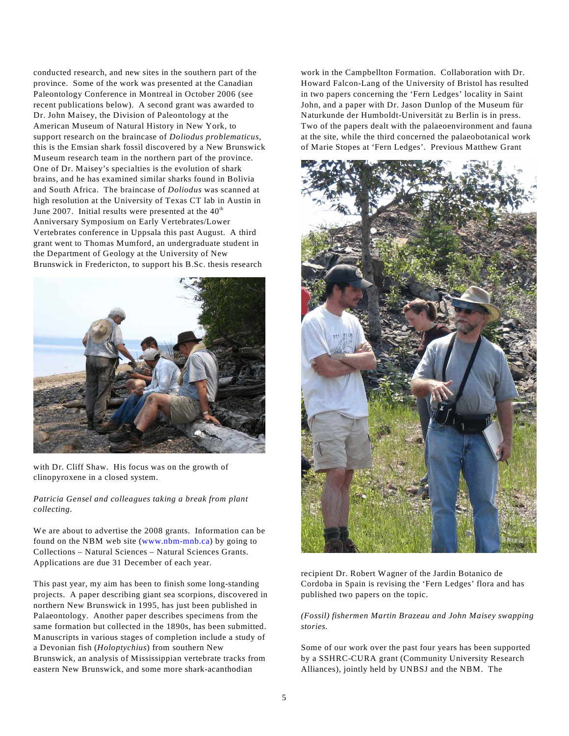conducted research, and new sites in the southern part of the province. Some of the work was presented at the Canadian Paleontology Conference in Montreal in October 2006 (see recent publications below). A second grant was awarded to Dr. John Maisey, the Division of Paleontology at the American Museum of Natural History in New York, to support research on the braincase of *Doliodus problematicus*, this is the Emsian shark fossil discovered by a New Brunswick Museum research team in the northern part of the province. One of Dr. Maisey's specialties is the evolution of shark brains, and he has examined similar sharks found in Bolivia and South Africa. The braincase of *Doliodus* was scanned at high resolution at the University of Texas CT lab in Austin in June 2007. Initial results were presented at the 40th Anniversary Symposium on Early Vertebrates/Lower Vertebrates conference in Uppsala this past August. A third grant went to Thomas Mumford, an undergraduate student in the Department of Geology at the University of New Brunswick in Fredericton, to support his B.Sc. thesis research with Dr. Cliff Shaw. His focus was on the growth of clinopyroxene in a closed system.

*Patricia Gensel and colleagues taking a break from plant collecting.*

We are about to advertise the 2008 grants. Information can be found on the NBM web site (www.nbm-mnb.ca) by going to Collections – Natural Sciences – Natural Sciences Grants. Applications are due 31 December of each year.

This past year, my aim has been to finish some long-standing projects. A paper describing giant sea scorpions, discovered in northern New Brunswick in 1995, has just been published in Palaeontology. Another paper describes specimens from the same formation but collected in the 1890s, has been submitted. Manuscripts in various stages of completion include a study of a Devonian fish (*Holoptychius*) from southern New Brunswick, an analysis of Mississippian vertebrate tracks from eastern New Brunswick, and some more shark-acanthodian work in the Campbellton Formation. Collaboration with Dr. Howard Falcon-Lang of the University of Bristol has resulted in two papers concerning the 'Fern Ledges' locality in Saint John, and a paper with Dr. Jason Dunlop of the Museum für Naturkunde der Humboldt-Universität zu Berlin is in press. Two of the papers dealt with the palaeoenvironment and fauna at the site, while the third concerned the palaeobotanical work of Marie Stopes at 'Fern Ledges'. Previous Matthew Grant recipient Dr. Robert Wagner of the Jardin Botanico de Cordoba in Spain is revising the 'Fern Ledges' flora and has published two papers on the topic.

*(Fossil) fishermen Martin Brazeau and John Maisey swapping stories.*

Some of our work over the past four years has been supported by a SSHRC-CURA grant (Community University Research Alliances), jointly held by UNBSJ and the NBM. The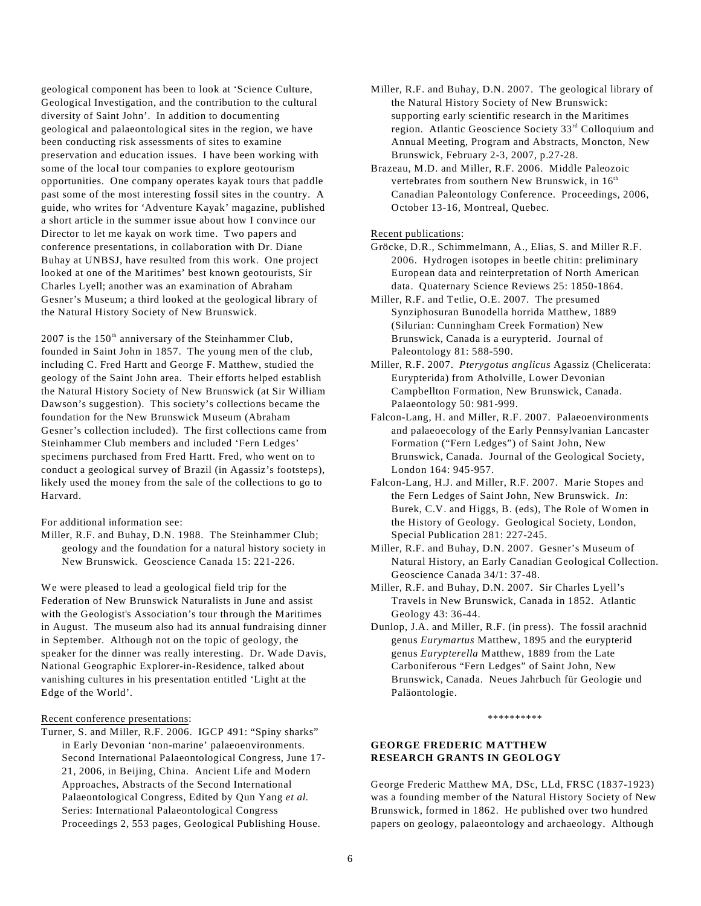geological component has been to look at 'Science Culture, Geological Investigation, and the contribution to the cultural diversity of Saint John'. In addition to documenting geological and palaeontological sites in the region, we have been conducting risk assessments of sites to examine preservation and education issues. I have been working with some of the local tour companies to explore geotourism opportunities. One company operates kayak tours that paddle past some of the most interesting fossil sites in the country. A guide, who writes for 'Adventure Kayak' magazine, published a short article in the summer issue about how I convince our Director to let me kayak on work time. Two papers and conference presentations, in collaboration with Dr. Diane Buhay at UNBSJ, have resulted from this work. One project looked at one of the Maritimes' best known geotourists, Sir Charles Lyell; another was an examination of Abraham Gesner's Museum; a third looked at the geological library of the Natural History Society of New Brunswick.

2007 is the 150th anniversary of the Steinhammer Club, founded in Saint John in 1857. The young men of the club, including C. Fred Hartt and George F. Matthew, studied the geology of the Saint John area. Their efforts helped establish the Natural History Society of New Brunswick (at Sir William Dawson's suggestion). This society's collections became the foundation for the New Brunswick Museum (Abraham Gesner's collection included). The first collections came from Steinhammer Club members and included 'Fern Ledges' specimens purchased from Fred Hartt. Fred, who went on to conduct a geological survey of Brazil (in Agassiz's footsteps), likely used the money from the sale of the collections to go to Harvard.

For additional information see:

Miller, R.F. and Buhay, D.N. 1988. The Steinhammer Club; geology and the foundation for a natural history society in New Brunswick. Geoscience Canada 15: 221-226.

We were pleased to lead a geological field trip for the Federation of New Brunswick Naturalists in June and assist with the Geologist's Association's tour through the Maritimes in August. The museum also had its annual fundraising dinner in September. Although not on the topic of geology, the speaker for the dinner was really interesting. Dr. Wade Davis, National Geographic Explorer-in-Residence, talked about vanishing cultures in his presentation entitled 'Light at the Edge of the World'.

Recent conference presentations:

Turner, S. and Miller, R.F. 2006. IGCP 491: "Spiny sharks" in Early Devonian 'non-marine' palaeoenvironments. Second International Palaeontological Congress, June 17-21, 2006, in Beijing, China. Ancient Life and Modern Approaches, Abstracts of the Second International Palaeontological Congress, Edited by Qun Yang *et al.* Series: International Palaeontological Congress Proceedings 2, 553 pages, Geological Publishing House.

Miller, R.F. and Buhay, D.N. 2007. The geological library of the Natural History Society of New Brunswick: supporting early scientific research in the Maritimes region. Atlantic Geoscience Society 33rd Colloquium and Annual Meeting, Program and Abstracts, Moncton, New Brunswick, February 2-3, 2007, p.27-28.

Brazeau, M.D. and Miller, R.F. 2006. Middle Paleozoic vertebrates from southern New Brunswick, in 16th Canadian Paleontology Conference. Proceedings, 2006, October 13-16, Montreal, Quebec.

Recent publications:

Gröcke, D.R., Schimmelmann, A., Elias, S. and Miller R.F. 2006. Hydrogen isotopes in beetle chitin: preliminary European data and reinterpretation of North American data. Quaternary Science Reviews 25: 1850-1864.

Miller, R.F. and Tetlie, O.E. 2007. The presumed Synziphosuran Bunodella horrida Matthew, 1889 (Silurian: Cunningham Creek Formation) New Brunswick, Canada is a eurypterid. Journal of Paleontology 81: 588-590.

Miller, R.F. 2007. *Pterygotus anglicus* Agassiz (Chelicerata: Eurypterida) from Atholville, Lower Devonian Campbellton Formation, New Brunswick, Canada. Palaeontology 50: 981-999.

Falcon-Lang, H. and Miller, R.F. 2007. Palaeoenvironments and palaeoecology of the Early Pennsylvanian Lancaster Formation ("Fern Ledges") of Saint John, New Brunswick, Canada. Journal of the Geological Society, London 164: 945-957.

Falcon-Lang, H.J. and Miller, R.F. 2007. Marie Stopes and the Fern Ledges of Saint John, New Brunswick. *In*: Burek, C.V. and Higgs, B. (eds), The Role of Women in the History of Geology. Geological Society, London, Special Publication 281: 227-245.

Miller, R.F. and Buhay, D.N. 2007. Gesner's Museum of Natural History, an Early Canadian Geological Collection. Geoscience Canada 34/1: 37-48.

Miller, R.F. and Buhay, D.N. 2007. Sir Charles Lyell's Travels in New Brunswick, Canada in 1852. Atlantic Geology 43: 36-44.

Dunlop, J.A. and Miller, R.F. (in press). The fossil arachnid genus *Eurymartus* Matthew, 1895 and the eurypterid genus *Eurypterella* Matthew, 1889 from the Late Carboniferous "Fern Ledges" of Saint John, New Brunswick, Canada. Neues Jahrbuch für Geologie und Paläontologie.

**********

## GEORGE FREDERIC MATTHEW RESEARCH GRANTS IN GEOLOGY

George Frederic Matthew MA, DSc, LLd, FRSC (1837-1923) was a founding member of the Natural History Society of New Brunswick, formed in 1862. He published over two hundred papers on geology, palaeontology and archaeology. Although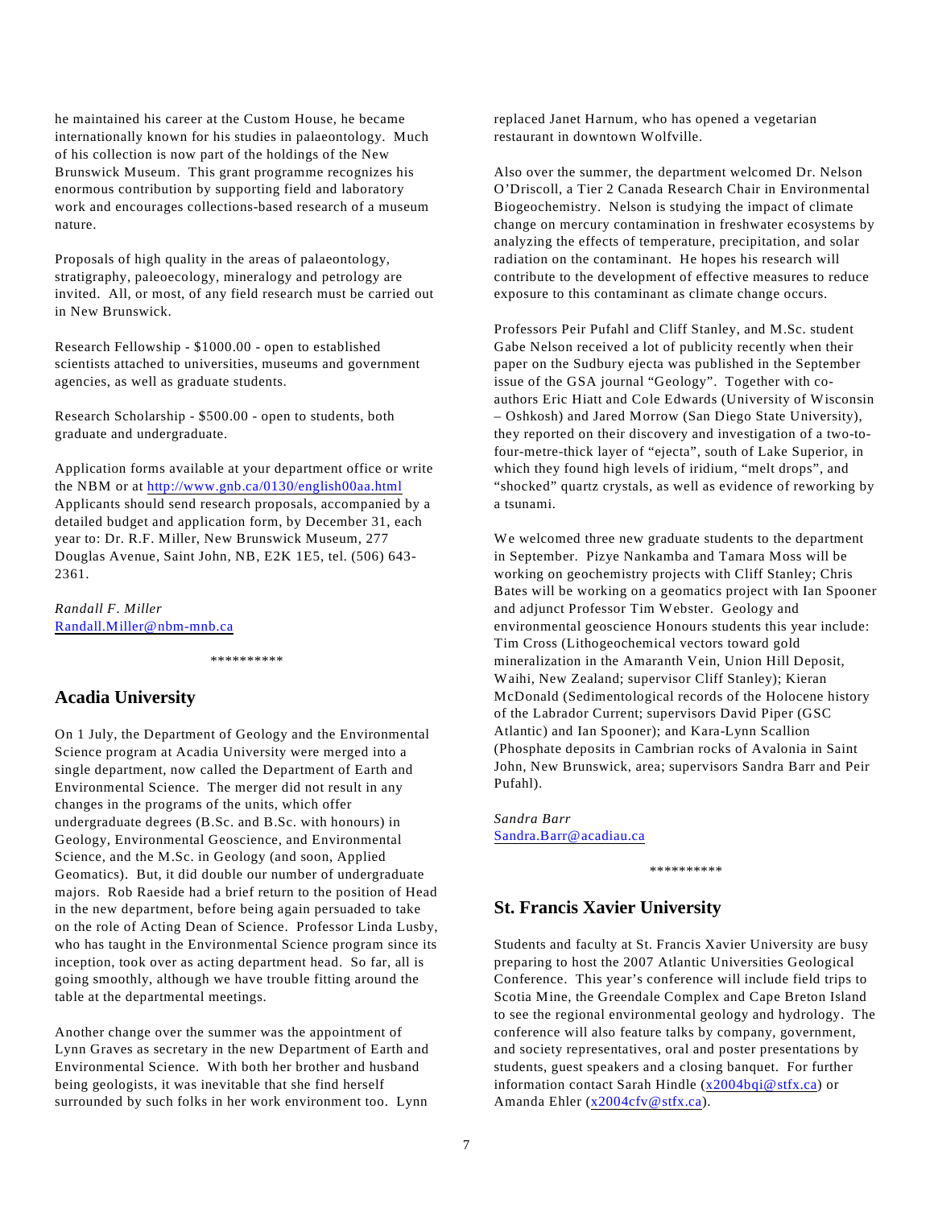he maintained his career at the Custom House, he became internationally known for his studies in palaeontology. Much of his collection is now part of the holdings of the New Brunswick Museum. This grant programme recognizes his enormous contribution by supporting field and laboratory work and encourages collections-based research of a museum nature.

Proposals of high quality in the areas of palaeontology, stratigraphy, paleoecology, mineralogy and petrology are invited. All, or most, of any field research must be carried out in New Brunswick.

Research Fellowship - $1000.00 - open to established scientists attached to universities, museums and government agencies, as well as graduate students.

Research Scholarship - $500.00 - open to students, both graduate and undergraduate.

Application forms available at your department office or write the NBM or at http://www.gnb.ca/0130/english00aa.html Applicants should send research proposals, accompanied by a detailed budget and application form, by December 31, each year to: Dr. R.F. Miller, New Brunswick Museum, 277 Douglas Avenue, Saint John, NB, E2K 1E5, tel. (506) 643-2361.

*Randall F. Miller*
Randall.Miller@nbm-mnb.ca

**********

## Acadia University

On 1 July, the Department of Geology and the Environmental Science program at Acadia University were merged into a single department, now called the Department of Earth and Environmental Science. The merger did not result in any changes in the programs of the units, which offer undergraduate degrees (B.Sc. and B.Sc. with honours) in Geology, Environmental Geoscience, and Environmental Science, and the M.Sc. in Geology (and soon, Applied Geomatics). But, it did double our number of undergraduate majors. Rob Raeside had a brief return to the position of Head in the new department, before being again persuaded to take on the role of Acting Dean of Science. Professor Linda Lusby, who has taught in the Environmental Science program since its inception, took over as acting department head. So far, all is going smoothly, although we have trouble fitting around the table at the departmental meetings.

Another change over the summer was the appointment of Lynn Graves as secretary in the new Department of Earth and Environmental Science. With both her brother and husband being geologists, it was inevitable that she find herself surrounded by such folks in her work environment too. Lynn replaced Janet Harnum, who has opened a vegetarian restaurant in downtown Wolfville.

Also over the summer, the department welcomed Dr. Nelson O'Driscoll, a Tier 2 Canada Research Chair in Environmental Biogeochemistry. Nelson is studying the impact of climate change on mercury contamination in freshwater ecosystems by analyzing the effects of temperature, precipitation, and solar radiation on the contaminant. He hopes his research will contribute to the development of effective measures to reduce exposure to this contaminant as climate change occurs.

Professors Peir Pufahl and Cliff Stanley, and M.Sc. student Gabe Nelson received a lot of publicity recently when their paper on the Sudbury ejecta was published in the September issue of the GSA journal "Geology". Together with co-authors Eric Hiatt and Cole Edwards (University of Wisconsin – Oshkosh) and Jared Morrow (San Diego State University), they reported on their discovery and investigation of a two-to-four-metre-thick layer of "ejecta", south of Lake Superior, in which they found high levels of iridium, "melt drops", and "shocked" quartz crystals, as well as evidence of reworking by a tsunami.

We welcomed three new graduate students to the department in September. Pizye Nankamba and Tamara Moss will be working on geochemistry projects with Cliff Stanley; Chris Bates will be working on a geomatics project with Ian Spooner and adjunct Professor Tim Webster. Geology and environmental geoscience Honours students this year include: Tim Cross (Lithogeochemical vectors toward gold mineralization in the Amaranth Vein, Union Hill Deposit, Waihi, New Zealand; supervisor Cliff Stanley); Kieran McDonald (Sedimentological records of the Holocene history of the Labrador Current; supervisors David Piper (GSC Atlantic) and Ian Spooner); and Kara-Lynn Scallion (Phosphate deposits in Cambrian rocks of Avalonia in Saint John, New Brunswick, area; supervisors Sandra Barr and Peir Pufahl).

*Sandra Barr*
Sandra.Barr@acadiau.ca

**********

## St. Francis Xavier University

Students and faculty at St. Francis Xavier University are busy preparing to host the 2007 Atlantic Universities Geological Conference. This year's conference will include field trips to Scotia Mine, the Greendale Complex and Cape Breton Island to see the regional environmental geology and hydrology. The conference will also feature talks by company, government, and society representatives, oral and poster presentations by students, guest speakers and a closing banquet. For further information contact Sarah Hindle (x2004bqi@stfx.ca) or Amanda Ehler (x2004cfv@stfx.ca).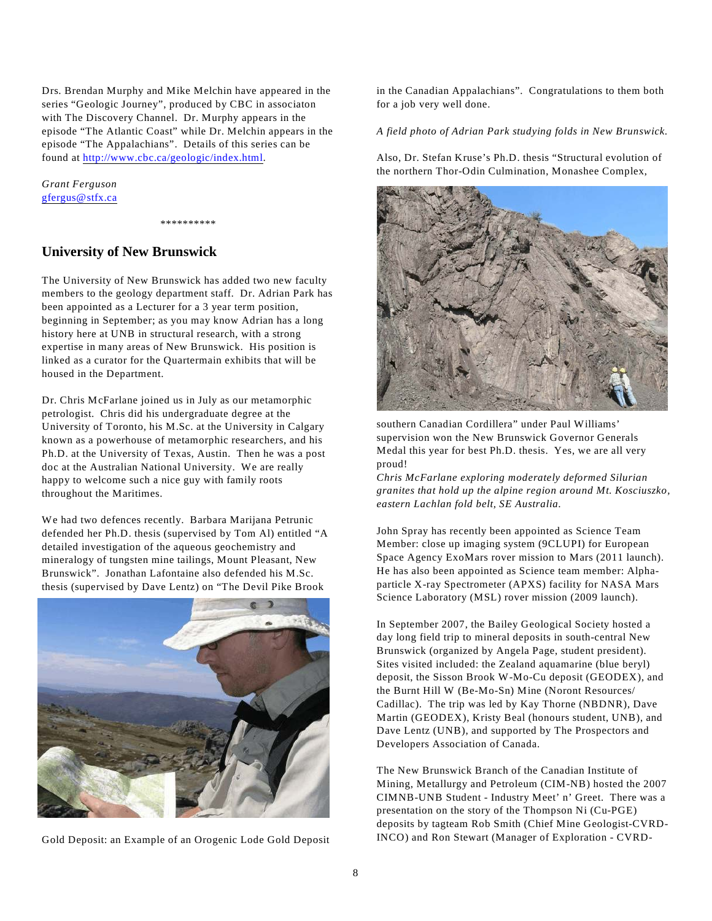Drs. Brendan Murphy and Mike Melchin have appeared in the series "Geologic Journey", produced by CBC in associaton with The Discovery Channel. Dr. Murphy appears in the episode "The Atlantic Coast" while Dr. Melchin appears in the episode "The Appalachians". Details of this series can be found at http://www.cbc.ca/geologic/index.html.

*Grant Ferguson*
gfergus@stfx.ca

**********

## University of New Brunswick

The University of New Brunswick has added two new faculty members to the geology department staff. Dr. Adrian Park has been appointed as a Lecturer for a 3 year term position, beginning in September; as you may know Adrian has a long history here at UNB in structural research, with a strong expertise in many areas of New Brunswick. His position is linked as a curator for the Quartermain exhibits that will be housed in the Department.

Dr. Chris McFarlane joined us in July as our metamorphic petrologist. Chris did his undergraduate degree at the University of Toronto, his M.Sc. at the University in Calgary known as a powerhouse of metamorphic researchers, and his Ph.D. at the University of Texas, Austin. Then he was a post doc at the Australian National University. We are really happy to welcome such a nice guy with family roots throughout the Maritimes.

We had two defences recently. Barbara Marijana Petrunic defended her Ph.D. thesis (supervised by Tom Al) entitled "A detailed investigation of the aqueous geochemistry and mineralogy of tungsten mine tailings, Mount Pleasant, New Brunswick". Jonathan Lafontaine also defended his M.Sc. thesis (supervised by Dave Lentz) on "The Devil Pike Brook Gold Deposit: an Example of an Orogenic Lode Gold Deposit in the Canadian Appalachians". Congratulations to them both for a job very well done.

*A field photo of Adrian Park studying folds in New Brunswick.*

Also, Dr. Stefan Kruse's Ph.D. thesis "Structural evolution of the northern Thor-Odin Culmination, Monashee Complex, southern Canadian Cordillera" under Paul Williams' supervision won the New Brunswick Governor Generals Medal this year for best Ph.D. thesis. Yes, we are all very proud!

*Chris McFarlane exploring moderately deformed Silurian granites that hold up the alpine region around Mt. Kosciuszko, eastern Lachlan fold belt, SE Australia.*

John Spray has recently been appointed as Science Team Member: close up imaging system (9CLUPI) for European Space Agency ExoMars rover mission to Mars (2011 launch). He has also been appointed as Science team member: Alpha-particle X-ray Spectrometer (APXS) facility for NASA Mars Science Laboratory (MSL) rover mission (2009 launch).

In September 2007, the Bailey Geological Society hosted a day long field trip to mineral deposits in south-central New Brunswick (organized by Angela Page, student president). Sites visited included: the Zealand aquamarine (blue beryl) deposit, the Sisson Brook W-Mo-Cu deposit (GEODEX), and the Burnt Hill W (Be-Mo-Sn) Mine (Noront Resources/ Cadillac). The trip was led by Kay Thorne (NBDNR), Dave Martin (GEODEX), Kristy Beal (honours student, UNB), and Dave Lentz (UNB), and supported by The Prospectors and Developers Association of Canada.

The New Brunswick Branch of the Canadian Institute of Mining, Metallurgy and Petroleum (CIM-NB) hosted the 2007 CIMNB-UNB Student - Industry Meet' n' Greet. There was a presentation on the story of the Thompson Ni (Cu-PGE) deposits by tagteam Rob Smith (Chief Mine Geologist-CVRD-INCO) and Ron Stewart (Manager of Exploration - CVRD-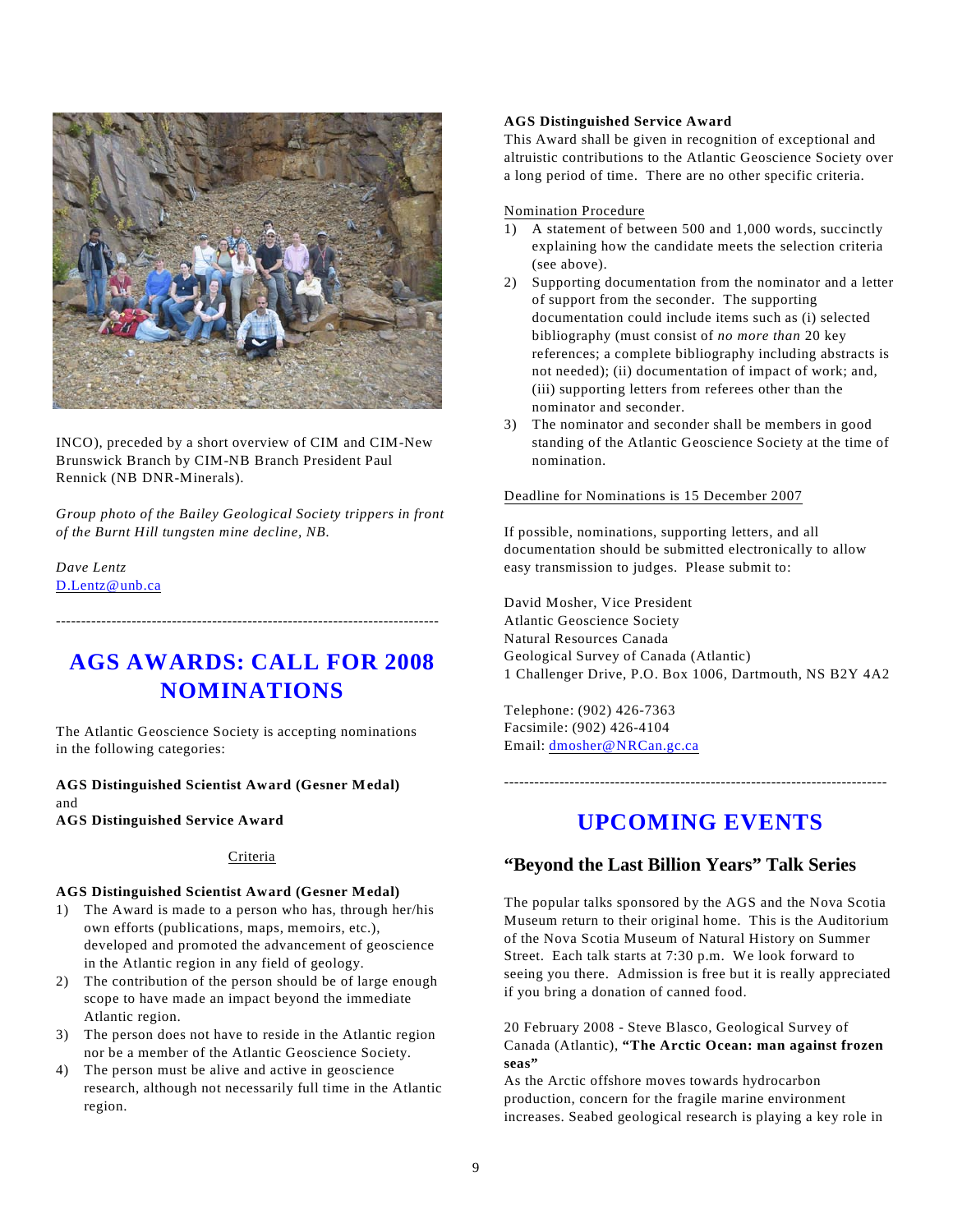INCO), preceded by a short overview of CIM and CIM-New Brunswick Branch by CIM-NB Branch President Paul Rennick (NB DNR-Minerals).

*Group photo of the Bailey Geological Society trippers in front of the Burnt Hill tungsten mine decline, NB.*

*Dave Lentz*
D.Lentz@unb.ca

---

## AGS AWARDS: CALL FOR 2008 NOMINATIONS

The Atlantic Geoscience Society is accepting nominations in the following categories:

**AGS Distinguished Scientist Award (Gesner Medal)**
and
**AGS Distinguished Service Award**

Criteria

**AGS Distinguished Scientist Award (Gesner Medal)**

1) The Award is made to a person who has, through her/his own efforts (publications, maps, memoirs, etc.), developed and promoted the advancement of geoscience in the Atlantic region in any field of geology.
2) The contribution of the person should be of large enough scope to have made an impact beyond the immediate Atlantic region.
3) The person does not have to reside in the Atlantic region nor be a member of the Atlantic Geoscience Society.
4) The person must be alive and active in geoscience research, although not necessarily full time in the Atlantic region.

**AGS Distinguished Service Award**
This Award shall be given in recognition of exceptional and altruistic contributions to the Atlantic Geoscience Society over a long period of time. There are no other specific criteria.

Nomination Procedure

1) A statement of between 500 and 1,000 words, succinctly explaining how the candidate meets the selection criteria (see above).
2) Supporting documentation from the nominator and a letter of support from the seconder. The supporting documentation could include items such as (i) selected bibliography (must consist of *no more than* 20 key references; a complete bibliography including abstracts is not needed); (ii) documentation of impact of work; and, (iii) supporting letters from referees other than the nominator and seconder.
3) The nominator and seconder shall be members in good standing of the Atlantic Geoscience Society at the time of nomination.

Deadline for Nominations is 15 December 2007

If possible, nominations, supporting letters, and all documentation should be submitted electronically to allow easy transmission to judges. Please submit to:

David Mosher, Vice President
Atlantic Geoscience Society
Natural Resources Canada
Geological Survey of Canada (Atlantic)
1 Challenger Drive, P.O. Box 1006, Dartmouth, NS B2Y 4A2

Telephone: (902) 426-7363
Facsimile: (902) 426-4104
Email: dmosher@NRCan.gc.ca

---

## UPCOMING EVENTS

### "Beyond the Last Billion Years" Talk Series

The popular talks sponsored by the AGS and the Nova Scotia Museum return to their original home. This is the Auditorium of the Nova Scotia Museum of Natural History on Summer Street. Each talk starts at 7:30 p.m. We look forward to seeing you there. Admission is free but it is really appreciated if you bring a donation of canned food.

20 February 2008 - Steve Blasco, Geological Survey of Canada (Atlantic), **"The Arctic Ocean: man against frozen seas"**
As the Arctic offshore moves towards hydrocarbon production, concern for the fragile marine environment increases. Seabed geological research is playing a key role in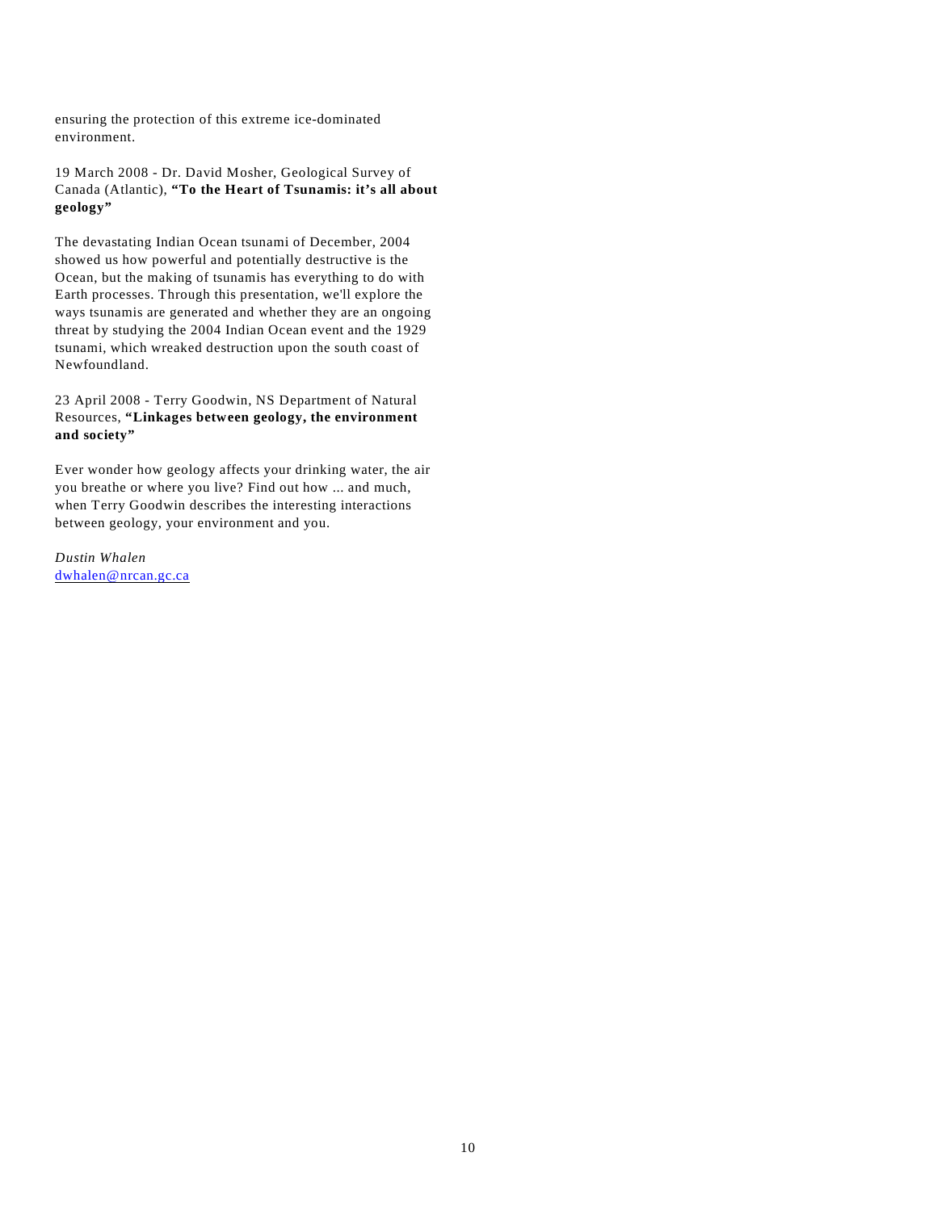ensuring the protection of this extreme ice-dominated environment.

19 March 2008 - Dr. David Mosher, Geological Survey of Canada (Atlantic), **"To the Heart of Tsunamis: it's all about geology"**

The devastating Indian Ocean tsunami of December, 2004 showed us how powerful and potentially destructive is the Ocean, but the making of tsunamis has everything to do with Earth processes. Through this presentation, we'll explore the ways tsunamis are generated and whether they are an ongoing threat by studying the 2004 Indian Ocean event and the 1929 tsunami, which wreaked destruction upon the south coast of Newfoundland.

23 April 2008 - Terry Goodwin, NS Department of Natural Resources, **"Linkages between geology, the environment and society"**

Ever wonder how geology affects your drinking water, the air you breathe or where you live? Find out how ... and much, when Terry Goodwin describes the interesting interactions between geology, your environment and you.

*Dustin Whalen*
dwhalen@nrcan.gc.ca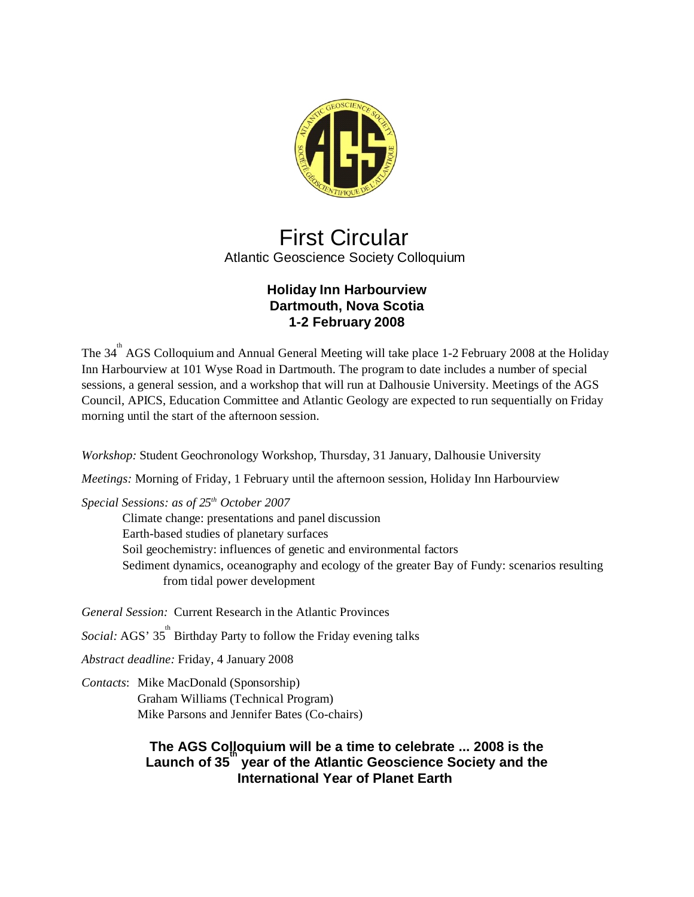# First Circular

Atlantic Geoscience Society Colloquium

**Holiday Inn Harbourview**
**Dartmouth, Nova Scotia**
**1-2 February 2008**

The 34th AGS Colloquium and Annual General Meeting will take place 1-2 February 2008 at the Holiday Inn Harbourview at 101 Wyse Road in Dartmouth. The program to date includes a number of special sessions, a general session, and a workshop that will run at Dalhousie University. Meetings of the AGS Council, APICS, Education Committee and Atlantic Geology are expected to run sequentially on Friday morning until the start of the afternoon session.

*Workshop:* Student Geochronology Workshop, Thursday, 31 January, Dalhousie University

*Meetings:* Morning of Friday, 1 February until the afternoon session, Holiday Inn Harbourview

*Special Sessions: as of 25th October 2007*

- Climate change: presentations and panel discussion
- Earth-based studies of planetary surfaces
- Soil geochemistry: influences of genetic and environmental factors
- Sediment dynamics, oceanography and ecology of the greater Bay of Fundy: scenarios resulting from tidal power development

*General Session:* Current Research in the Atlantic Provinces

*Social:* AGS' 35th Birthday Party to follow the Friday evening talks

*Abstract deadline:* Friday, 4 January 2008

*Contacts*: Mike MacDonald (Sponsorship)
Graham Williams (Technical Program)
Mike Parsons and Jennifer Bates (Co-chairs)

**The AGS Colloquium will be a time to celebrate ... 2008 is the Launch of 35th year of the Atlantic Geoscience Society and the International Year of Planet Earth**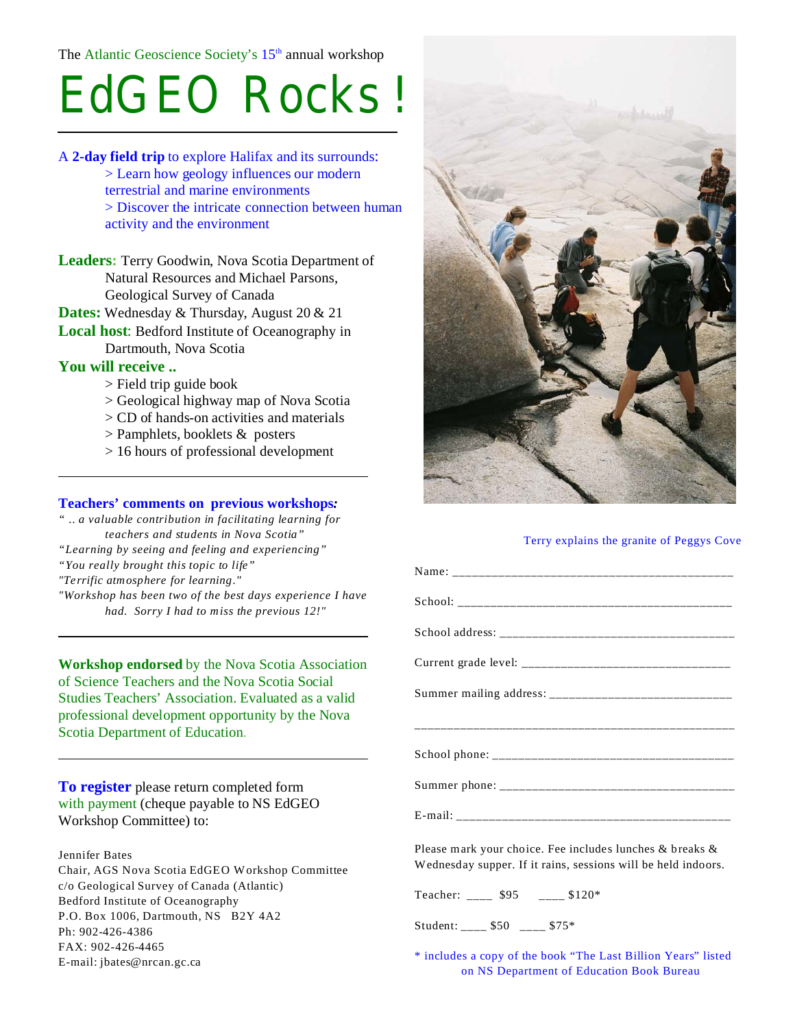The Atlantic Geoscience Society's 15th annual workshop

# EdGEO Rocks!

A **2-day field trip** to explore Halifax and its surrounds:

> Learn how geology influences our modern terrestrial and marine environments
> Discover the intricate connection between human activity and the environment

**Leaders:** Terry Goodwin, Nova Scotia Department of Natural Resources and Michael Parsons, Geological Survey of Canada

**Dates:** Wednesday & Thursday, August 20 & 21

**Local host**: Bedford Institute of Oceanography in Dartmouth, Nova Scotia

**You will receive ..**

> Field trip guide book
> Geological highway map of Nova Scotia
> CD of hands-on activities and materials
> Pamphlets, booklets & posters
> 16 hours of professional development

---

**Teachers' comments on previous workshops*:***

*" .. a valuable contribution in facilitating learning for teachers and students in Nova Scotia"*
*"Learning by seeing and feeling and experiencing"*
*"You really brought this topic to life"*
*"Terrific atmosphere for learning."*
*"Workshop has been two of the best days experience I have had. Sorry I had to miss the previous 12!"*

---

**Workshop endorsed** by the Nova Scotia Association of Science Teachers and the Nova Scotia Social Studies Teachers' Association. Evaluated as a valid professional development opportunity by the Nova Scotia Department of Education.

---

**To register** please return completed form with payment (cheque payable to NS EdGEO Workshop Committee) to:

Jennifer Bates
Chair, AGS Nova Scotia EdGEO Workshop Committee
c/o Geological Survey of Canada (Atlantic)
Bedford Institute of Oceanography
P.O. Box 1006, Dartmouth, NS B2Y 4A2
Ph: 902-426-4386
FAX: 902-426-4465
E-mail: jbates@nrcan.gc.ca

Terry explains the granite of Peggys Cove

Name: ___________________________________________

School: __________________________________________

School address: ____________________________________

Current grade level: _________________________________

Summer mailing address: _____________________________

_________________________________________________

School phone: _____________________________________

Summer phone: _____________________________________

E-mail: ___________________________________________

Please mark your choice. Fee includes lunches & breaks & Wednesday supper. If it rains, sessions will be held indoors.

Teacher: ____ $95 ____ $120*

Student: ____ $50 ____ $75*

\* includes a copy of the book "The Last Billion Years" listed on NS Department of Education Book Bureau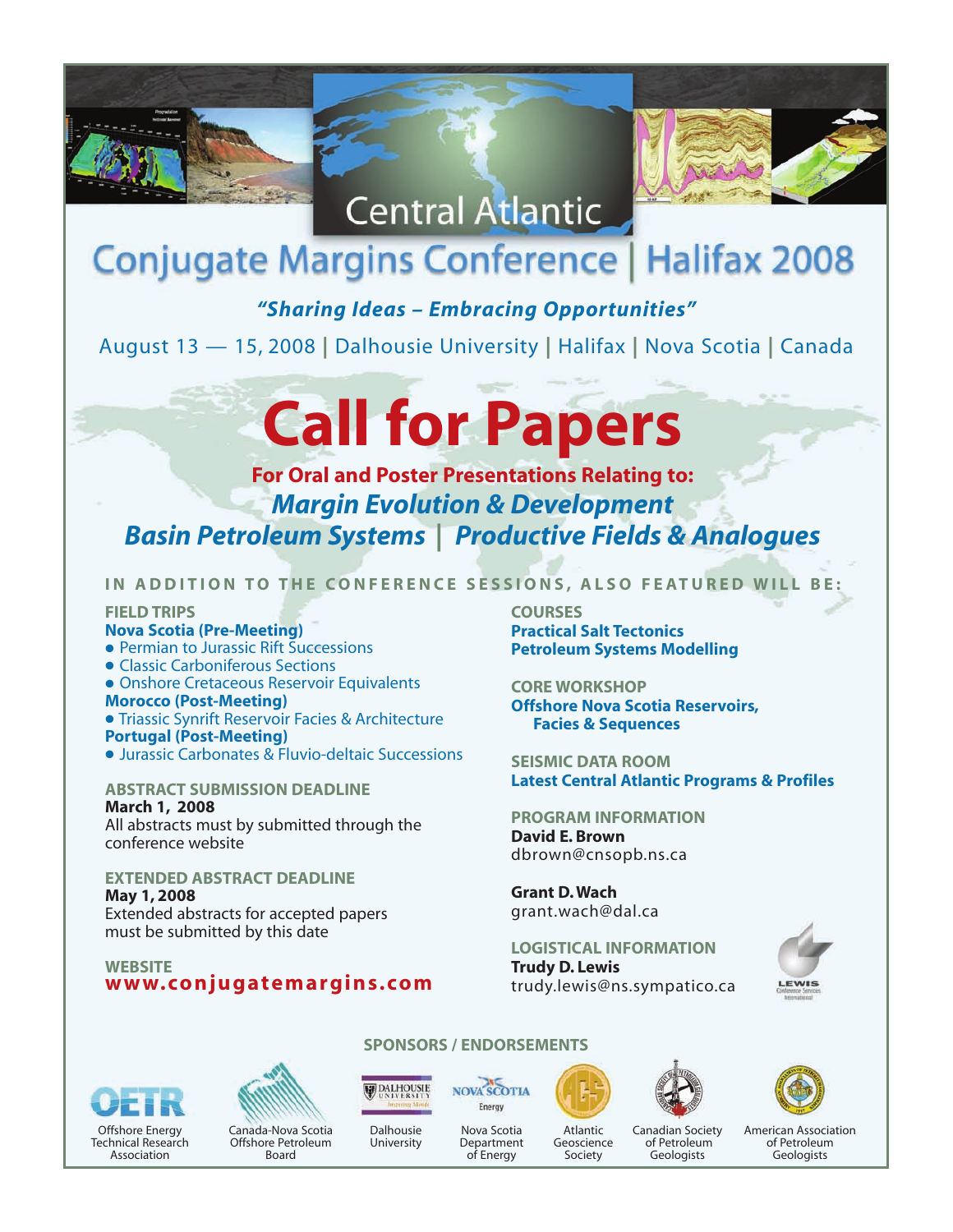# Central Atlantic

# Conjugate Margins Conference | Halifax 2008

***"Sharing Ideas – Embracing Opportunities"***

August 13 — 15, 2008 | Dalhousie University | Halifax | Nova Scotia | Canada

# Call for Papers

**For Oral and Poster Presentations Relating to:**

***Margin Evolution & Development***

***Basin Petroleum Systems | Productive Fields & Analogues***

## IN ADDITION TO THE CONFERENCE SESSIONS, ALSO FEATURED WILL BE:

### FIELD TRIPS

**Nova Scotia (Pre-Meeting)**

- Permian to Jurassic Rift Successions
- Classic Carboniferous Sections
- Onshore Cretaceous Reservoir Equivalents

**Morocco (Post-Meeting)**

- Triassic Synrift Reservoir Facies & Architecture

**Portugal (Post-Meeting)**

- Jurassic Carbonates & Fluvio-deltaic Successions

### ABSTRACT SUBMISSION DEADLINE

**March 1, 2008**

All abstracts must by submitted through the conference website

### EXTENDED ABSTRACT DEADLINE

**May 1, 2008**

Extended abstracts for accepted papers must be submitted by this date

### WEBSITE

**www.conjugatemargins.com**

### COURSES

**Practical Salt Tectonics**

**Petroleum Systems Modelling**

### CORE WORKSHOP

**Offshore Nova Scotia Reservoirs, Facies & Sequences**

### SEISMIC DATA ROOM

**Latest Central Atlantic Programs & Profiles**

### PROGRAM INFORMATION

**David E. Brown**

dbrown@cnsopb.ns.ca

**Grant D. Wach**

grant.wach@dal.ca

### LOGISTICAL INFORMATION

**Trudy D. Lewis**

trudy.lewis@ns.sympatico.ca

LEWIS Conference Services International

### SPONSORS / ENDORSEMENTS

Offshore Energy Technical Research Association

Canada-Nova Scotia Offshore Petroleum Board

Dalhousie University

Nova Scotia Department of Energy

Atlantic Geoscience Society

Canadian Society of Petroleum Geologists

American Association of Petroleum Geologists